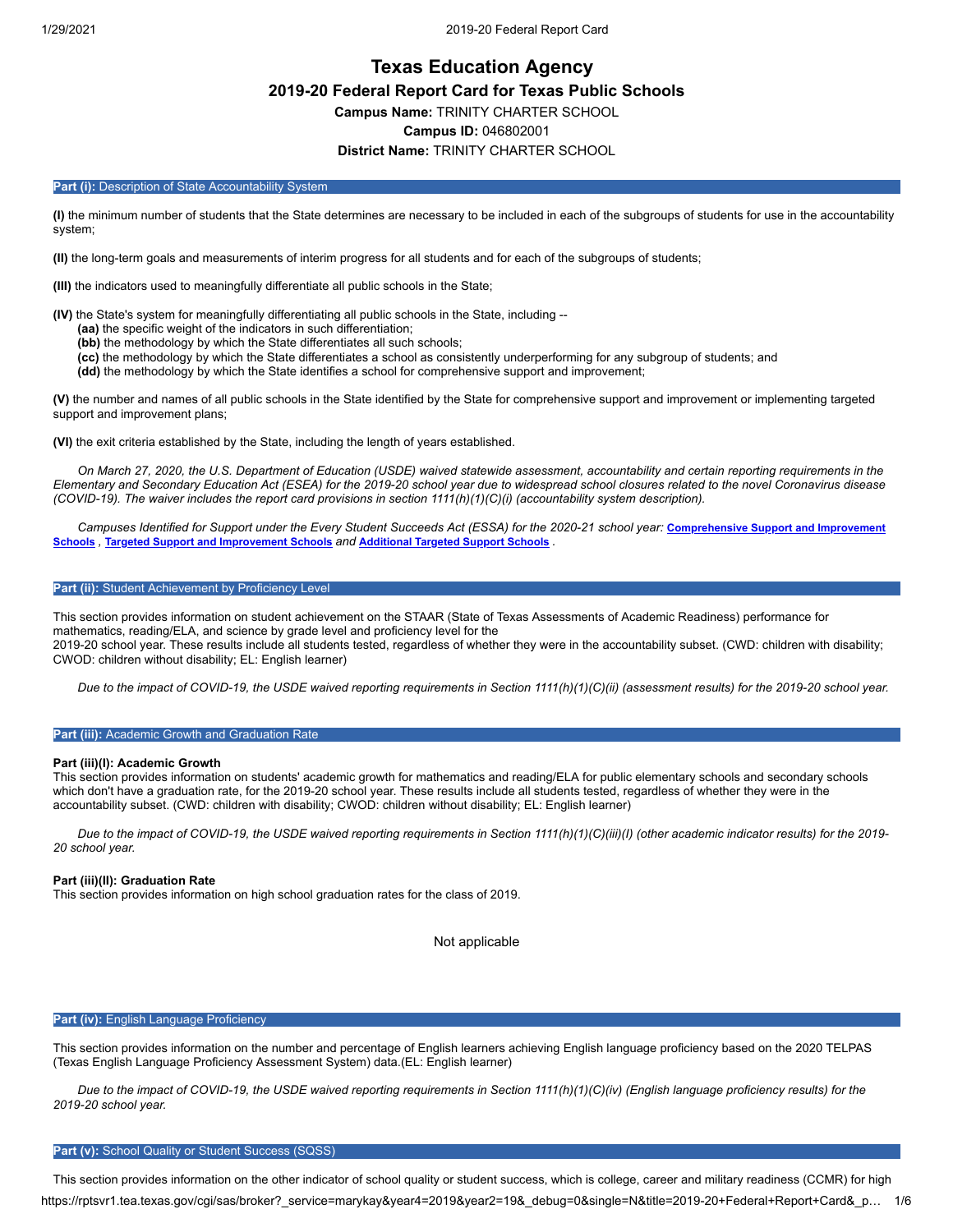# Texas Education Agency

## 2019-20 Federal Report Card for Texas Public Schools

**Campus Name:** TRINITY CHARTER SCHOOL

**Campus ID:** 046802001

**District Name:** TRINITY CHARTER SCHOOL

### Part (i): Description of State Accountability System

**(I)** the minimum number of students that the State determines are necessary to be included in each of the subgroups of students for use in the accountability system;

**(II)** the long-term goals and measurements of interim progress for all students and for each of the subgroups of students;

**(III)** the indicators used to meaningfully differentiate all public schools in the State;

**(IV)** the State's system for meaningfully differentiating all public schools in the State, including --
- **(aa)** the specific weight of the indicators in such differentiation;
- **(bb)** the methodology by which the State differentiates all such schools;
- **(cc)** the methodology by which the State differentiates a school as consistently underperforming for any subgroup of students; and
- **(dd)** the methodology by which the State identifies a school for comprehensive support and improvement;

**(V)** the number and names of all public schools in the State identified by the State for comprehensive support and improvement or implementing targeted support and improvement plans;

**(VI)** the exit criteria established by the State, including the length of years established.

*On March 27, 2020, the U.S. Department of Education (USDE) waived statewide assessment, accountability and certain reporting requirements in the Elementary and Secondary Education Act (ESEA) for the 2019-20 school year due to widespread school closures related to the novel Coronavirus disease (COVID-19). The waiver includes the report card provisions in section 1111(h)(1)(C)(i) (accountability system description).*

*Campuses Identified for Support under the Every Student Succeeds Act (ESSA) for the 2020-21 school year:* **Comprehensive Support and Improvement Schools** , **Targeted Support and Improvement Schools** *and* **Additional Targeted Support Schools** .

### Part (ii): Student Achievement by Proficiency Level

This section provides information on student achievement on the STAAR (State of Texas Assessments of Academic Readiness) performance for mathematics, reading/ELA, and science by grade level and proficiency level for the 2019-20 school year. These results include all students tested, regardless of whether they were in the accountability subset. (CWD: children with disability; CWOD: children without disability; EL: English learner)

*Due to the impact of COVID-19, the USDE waived reporting requirements in Section 1111(h)(1)(C)(ii) (assessment results) for the 2019-20 school year.*

### Part (iii): Academic Growth and Graduation Rate

**Part (iii)(I): Academic Growth**

This section provides information on students' academic growth for mathematics and reading/ELA for public elementary schools and secondary schools which don't have a graduation rate, for the 2019-20 school year. These results include all students tested, regardless of whether they were in the accountability subset. (CWD: children with disability; CWOD: children without disability; EL: English learner)

*Due to the impact of COVID-19, the USDE waived reporting requirements in Section 1111(h)(1)(C)(iii)(I) (other academic indicator results) for the 2019-20 school year.*

**Part (iii)(II): Graduation Rate**

This section provides information on high school graduation rates for the class of 2019.

Not applicable

### Part (iv): English Language Proficiency

This section provides information on the number and percentage of English learners achieving English language proficiency based on the 2020 TELPAS (Texas English Language Proficiency Assessment System) data.(EL: English learner)

*Due to the impact of COVID-19, the USDE waived reporting requirements in Section 1111(h)(1)(C)(iv) (English language proficiency results) for the 2019-20 school year.*

### Part (v): School Quality or Student Success (SQSS)

This section provides information on the other indicator of school quality or student success, which is college, career and military readiness (CCMR) for high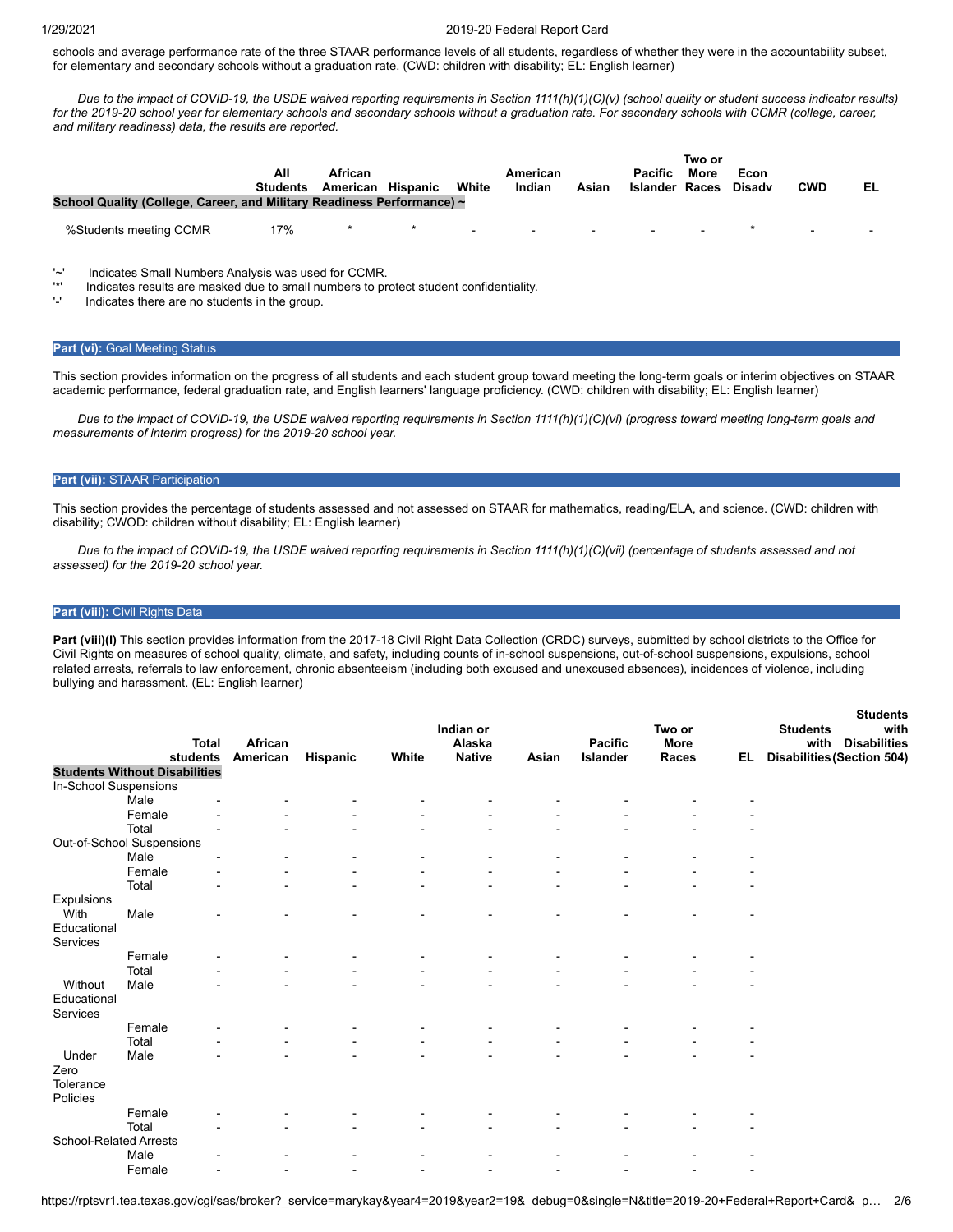schools and average performance rate of the three STAAR performance levels of all students, regardless of whether they were in the accountability subset, for elementary and secondary schools without a graduation rate. (CWD: children with disability; EL: English learner)

*Due to the impact of COVID-19, the USDE waived reporting requirements in Section 1111(h)(1)(C)(v) (school quality or student success indicator results) for the 2019-20 school year for elementary schools and secondary schools without a graduation rate. For secondary schools with CCMR (college, career, and military readiness) data, the results are reported.*

| | All Students | African American | Hispanic | White | American Indian | Asian | Pacific Islander | Two or More Races | Econ Disadv | CWD | EL |
|---|---|---|---|---|---|---|---|---|---|---|---|
| **School Quality (College, Career, and Military Readiness Performance) ~** | | | | | | | | | | | |
| %Students meeting CCMR | 17% | * | * | - | - | - | - | - | * | - | - |

'~' Indicates Small Numbers Analysis was used for CCMR.
'*' Indicates results are masked due to small numbers to protect student confidentiality.
'-' Indicates there are no students in the group.

## Part (vi): Goal Meeting Status

This section provides information on the progress of all students and each student group toward meeting the long-term goals or interim objectives on STAAR academic performance, federal graduation rate, and English learners' language proficiency. (CWD: children with disability; EL: English learner)

*Due to the impact of COVID-19, the USDE waived reporting requirements in Section 1111(h)(1)(C)(vi) (progress toward meeting long-term goals and measurements of interim progress) for the 2019-20 school year.*

## Part (vii): STAAR Participation

This section provides the percentage of students assessed and not assessed on STAAR for mathematics, reading/ELA, and science. (CWD: children with disability; CWOD: children without disability; EL: English learner)

*Due to the impact of COVID-19, the USDE waived reporting requirements in Section 1111(h)(1)(C)(vii) (percentage of students assessed and not assessed) for the 2019-20 school year.*

## Part (viii): Civil Rights Data

**Part (viii)(I)** This section provides information from the 2017-18 Civil Right Data Collection (CRDC) surveys, submitted by school districts to the Office for Civil Rights on measures of school quality, climate, and safety, including counts of in-school suspensions, out-of-school suspensions, expulsions, school related arrests, referrals to law enforcement, chronic absenteeism (including both excused and unexcused absences), incidences of violence, including bullying and harassment. (EL: English learner)

| | | Total students | African American | Hispanic | White | Indian or Alaska Native | Asian | Pacific Islander | Two or More Races | EL | Students with Disabilities | Students with Disabilities (Section 504) |
|---|---|---|---|---|---|---|---|---|---|---|---|---|
| **Students Without Disabilities** | | | | | | | | | | | | |
| In-School Suspensions | | | | | | | | | | | | |
| | Male | - | - | - | - | - | - | - | - | - | | |
| | Female | - | - | - | - | - | - | - | - | - | | |
| | Total | - | - | - | - | - | - | - | - | - | | |
| Out-of-School Suspensions | | | | | | | | | | | | |
| | Male | - | - | - | - | - | - | - | - | - | | |
| | Female | - | - | - | - | - | - | - | - | - | | |
| | Total | - | - | - | - | - | - | - | - | - | | |
| Expulsions | | | | | | | | | | | | |
| With Educational Services | Male | - | - | - | - | - | - | - | - | - | | |
| | Female | - | - | - | - | - | - | - | - | - | | |
| | Total | - | - | - | - | - | - | - | - | - | | |
| Without Educational Services | Male | - | - | - | - | - | - | - | - | - | | |
| | Female | - | - | - | - | - | - | - | - | - | | |
| | Total | - | - | - | - | - | - | - | - | - | | |
| Under Zero Tolerance Policies | Male | - | - | - | - | - | - | - | - | - | | |
| | Female | - | - | - | - | - | - | - | - | - | | |
| | Total | - | - | - | - | - | - | - | - | - | | |
| School-Related Arrests | | | | | | | | | | | | |
| | Male | - | - | - | - | - | - | - | - | - | | |
| | Female | - | - | - | - | - | - | - | - | - | | |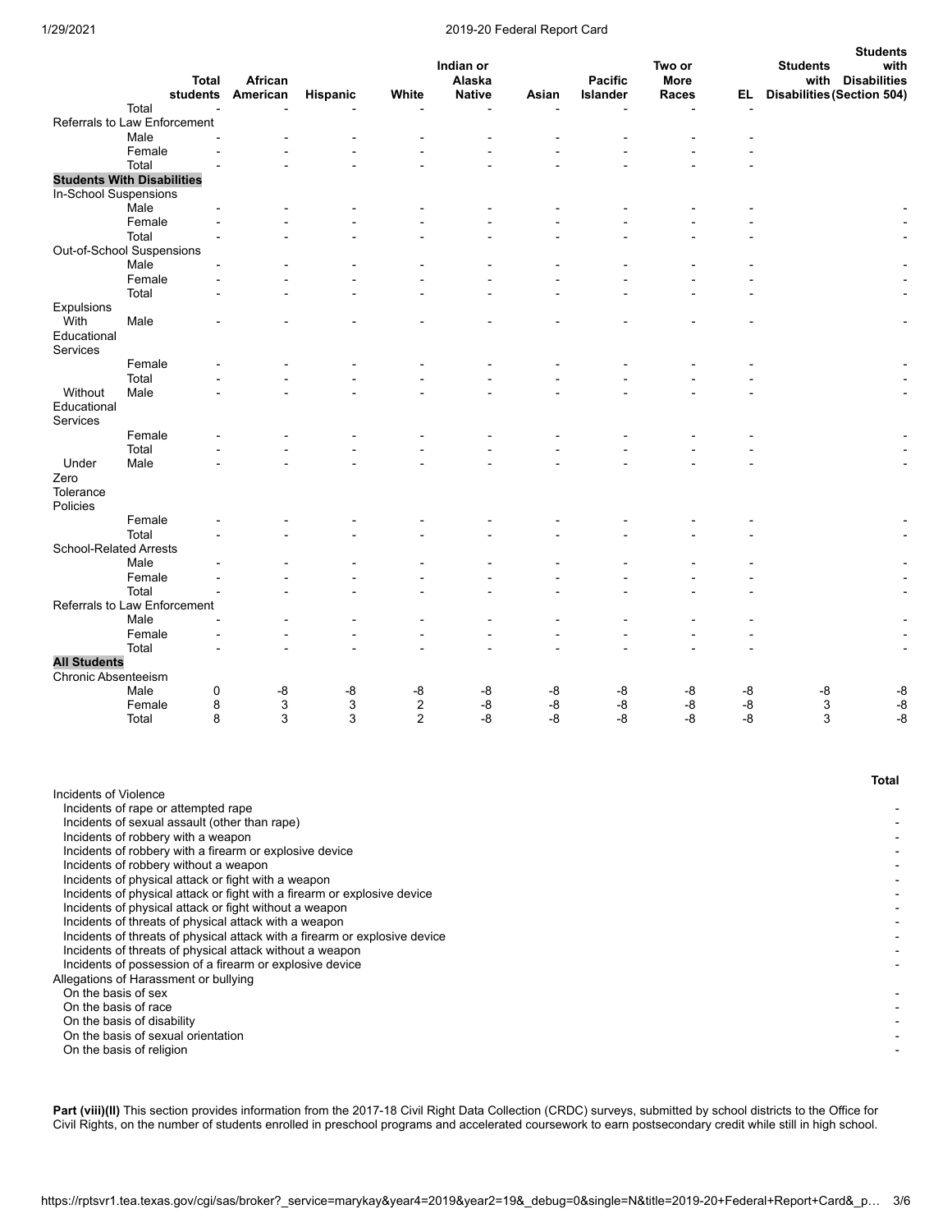| | | Total students | African American | Hispanic | White | Indian or Alaska Native | Asian | Pacific Islander | Two or More Races | EL | Students with Disabilities | Students with Disabilities (Section 504) |
|---|---|---|---|---|---|---|---|---|---|---|---|---|
| | Total | - | - | - | - | - | - | - | - | - | | |
| Referrals to Law Enforcement | | | | | | | | | | | | |
| | Male | - | - | - | - | - | - | - | - | - | | |
| | Female | - | - | - | - | - | - | - | - | - | | |
| | Total | - | - | - | - | - | - | - | - | - | | |
| **Students With Disabilities** | | | | | | | | | | | | |
| In-School Suspensions | | | | | | | | | | | | |
| | Male | - | - | - | - | - | - | - | - | - | | - |
| | Female | - | - | - | - | - | - | - | - | - | | - |
| | Total | - | - | - | - | - | - | - | - | - | | - |
| Out-of-School Suspensions | | | | | | | | | | | | |
| | Male | - | - | - | - | - | - | - | - | - | | - |
| | Female | - | - | - | - | - | - | - | - | - | | - |
| | Total | - | - | - | - | - | - | - | - | - | | - |
| Expulsions With Educational Services | Male | - | - | - | - | - | - | - | - | - | | - |
| | Female | - | - | - | - | - | - | - | - | - | | - |
| | Total | - | - | - | - | - | - | - | - | - | | - |
| Without Educational Services | Male | - | - | - | - | - | - | - | - | - | | - |
| | Female | - | - | - | - | - | - | - | - | - | | - |
| | Total | - | - | - | - | - | - | - | - | - | | - |
| Under Zero Tolerance Policies | Male | - | - | - | - | - | - | - | - | - | | - |
| | Female | - | - | - | - | - | - | - | - | - | | - |
| | Total | - | - | - | - | - | - | - | - | - | | - |
| School-Related Arrests | | | | | | | | | | | | |
| | Male | - | - | - | - | - | - | - | - | - | | - |
| | Female | - | - | - | - | - | - | - | - | - | | - |
| | Total | - | - | - | - | - | - | - | - | - | | - |
| Referrals to Law Enforcement | | | | | | | | | | | | |
| | Male | - | - | - | - | - | - | - | - | - | | - |
| | Female | - | - | - | - | - | - | - | - | - | | - |
| | Total | - | - | - | - | - | - | - | - | - | | - |
| **All Students** | | | | | | | | | | | | |
| Chronic Absenteeism | | | | | | | | | | | | |
| | Male | 0 | -8 | -8 | -8 | -8 | -8 | -8 | -8 | -8 | -8 | -8 |
| | Female | 8 | 3 | 3 | 2 | -8 | -8 | -8 | -8 | -8 | 3 | -8 |
| | Total | 8 | 3 | 3 | 2 | -8 | -8 | -8 | -8 | -8 | 3 | -8 |

| | Total |
|---|---|
| Incidents of Violence | |
| Incidents of rape or attempted rape | - |
| Incidents of sexual assault (other than rape) | - |
| Incidents of robbery with a weapon | - |
| Incidents of robbery with a firearm or explosive device | - |
| Incidents of robbery without a weapon | - |
| Incidents of physical attack or fight with a weapon | - |
| Incidents of physical attack or fight with a firearm or explosive device | - |
| Incidents of physical attack or fight without a weapon | - |
| Incidents of threats of physical attack with a weapon | - |
| Incidents of threats of physical attack with a firearm or explosive device | - |
| Incidents of threats of physical attack without a weapon | - |
| Incidents of possession of a firearm or explosive device | - |
| Allegations of Harassment or bullying | |
| On the basis of sex | - |
| On the basis of race | - |
| On the basis of disability | - |
| On the basis of sexual orientation | - |
| On the basis of religion | - |

**Part (viii)(II)** This section provides information from the 2017-18 Civil Right Data Collection (CRDC) surveys, submitted by school districts to the Office for Civil Rights, on the number of students enrolled in preschool programs and accelerated coursework to earn postsecondary credit while still in high school.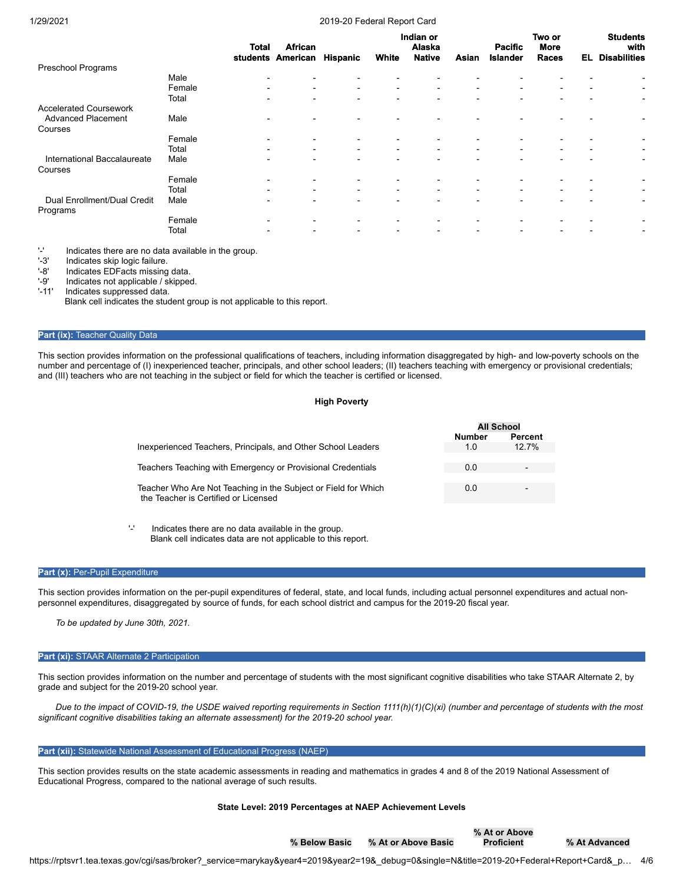| | | Total students | African American | Hispanic | White | Indian or Alaska Native | Asian | Pacific Islander | Two or More Races | EL | Students with Disabilities |
|---|---|---|---|---|---|---|---|---|---|---|---|
| Preschool Programs | | | | | | | | | | | |
| | Male | - | - | - | - | - | - | - | - | - | - |
| | Female | - | - | - | - | - | - | - | - | - | - |
| | Total | - | - | - | - | - | - | - | - | - | - |
| Accelerated Coursework | | | | | | | | | | | |
| Advanced Placement Courses | Male | - | - | - | - | - | - | - | - | - | - |
| | Female | - | - | - | - | - | - | - | - | - | - |
| | Total | - | - | - | - | - | - | - | - | - | - |
| International Baccalaureate Courses | Male | - | - | - | - | - | - | - | - | - | - |
| | Female | - | - | - | - | - | - | - | - | - | - |
| | Total | - | - | - | - | - | - | - | - | - | - |
| Dual Enrollment/Dual Credit Programs | Male | - | - | - | - | - | - | - | - | - | - |
| | Female | - | - | - | - | - | - | - | - | - | - |
| | Total | - | - | - | - | - | - | - | - | - | - |

'-' Indicates there are no data available in the group.
'-3' Indicates skip logic failure.
'-8' Indicates EDFacts missing data.
'-9' Indicates not applicable / skipped.
'-11' Indicates suppressed data.
Blank cell indicates the student group is not applicable to this report.

## Part (ix): Teacher Quality Data

This section provides information on the professional qualifications of teachers, including information disaggregated by high- and low-poverty schools on the number and percentage of (I) inexperienced teacher, principals, and other school leaders; (II) teachers teaching with emergency or provisional credentials; and (III) teachers who are not teaching in the subject or field for which the teacher is certified or licensed.

**High Poverty**

| | All School | |
|---|---|---|
| | Number | Percent |
| Inexperienced Teachers, Principals, and Other School Leaders | 1.0 | 12.7% |
| Teachers Teaching with Emergency or Provisional Credentials | 0.0 | - |
| Teacher Who Are Not Teaching in the Subject or Field for Which the Teacher is Certified or Licensed | 0.0 | - |

'-' Indicates there are no data available in the group.
Blank cell indicates data are not applicable to this report.

## Part (x): Per-Pupil Expenditure

This section provides information on the per-pupil expenditures of federal, state, and local funds, including actual personnel expenditures and actual non-personnel expenditures, disaggregated by source of funds, for each school district and campus for the 2019-20 fiscal year.

*To be updated by June 30th, 2021.*

## Part (xi): STAAR Alternate 2 Participation

This section provides information on the number and percentage of students with the most significant cognitive disabilities who take STAAR Alternate 2, by grade and subject for the 2019-20 school year.

*Due to the impact of COVID-19, the USDE waived reporting requirements in Section 1111(h)(1)(C)(xi) (number and percentage of students with the most significant cognitive disabilities taking an alternate assessment) for the 2019-20 school year.*

## Part (xii): Statewide National Assessment of Educational Progress (NAEP)

This section provides results on the state academic assessments in reading and mathematics in grades 4 and 8 of the 2019 National Assessment of Educational Progress, compared to the national average of such results.

**State Level: 2019 Percentages at NAEP Achievement Levels**

| | % Below Basic | % At or Above Basic | % At or Above Proficient | % At Advanced |
|---|---|---|---|---|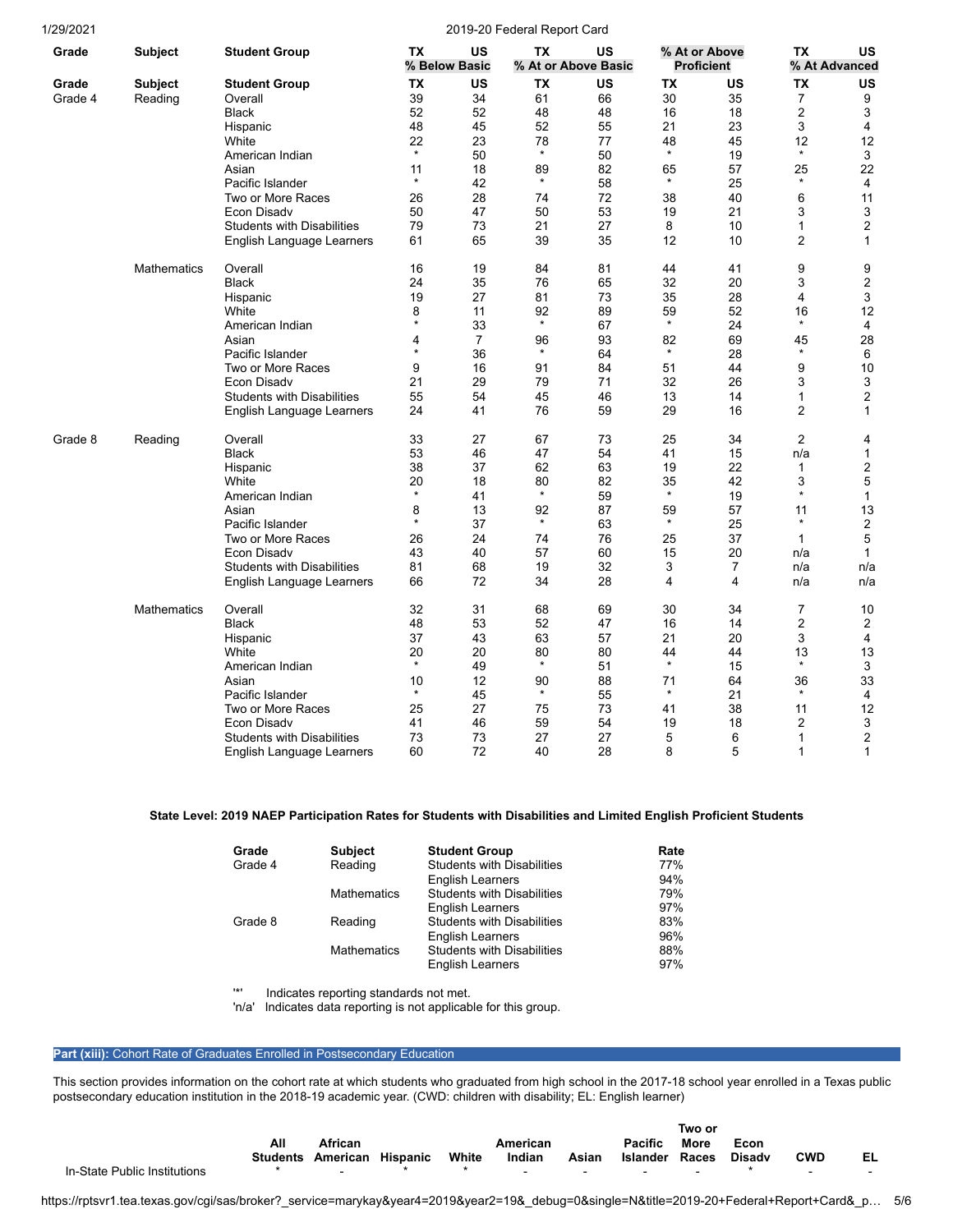| Grade | Subject | Student Group | TX % Below Basic | US % Below Basic | TX % At or Above Basic | US % At or Above Basic | TX % At or Above Proficient | US % At or Above Proficient | TX % At Advanced | US % At Advanced |
|---|---|---|---|---|---|---|---|---|---|---|
| Grade | Subject | Student Group | TX | US | TX | US | TX | US | TX | US |
| Grade 4 | Reading | Overall | 39 | 34 | 61 | 66 | 30 | 35 | 7 | 9 |
| | | Black | 52 | 52 | 48 | 48 | 16 | 18 | 2 | 3 |
| | | Hispanic | 48 | 45 | 52 | 55 | 21 | 23 | 3 | 4 |
| | | White | 22 | 23 | 78 | 77 | 48 | 45 | 12 | 12 |
| | | American Indian | * | 50 | * | 50 | * | 19 | * | 3 |
| | | Asian | 11 | 18 | 89 | 82 | 65 | 57 | 25 | 22 |
| | | Pacific Islander | * | 42 | * | 58 | * | 25 | * | 4 |
| | | Two or More Races | 26 | 28 | 74 | 72 | 38 | 40 | 6 | 11 |
| | | Econ Disadv | 50 | 47 | 50 | 53 | 19 | 21 | 3 | 3 |
| | | Students with Disabilities | 79 | 73 | 21 | 27 | 8 | 10 | 1 | 2 |
| | | English Language Learners | 61 | 65 | 39 | 35 | 12 | 10 | 2 | 1 |
| | Mathematics | Overall | 16 | 19 | 84 | 81 | 44 | 41 | 9 | 9 |
| | | Black | 24 | 35 | 76 | 65 | 32 | 20 | 3 | 2 |
| | | Hispanic | 19 | 27 | 81 | 73 | 35 | 28 | 4 | 3 |
| | | White | 8 | 11 | 92 | 89 | 59 | 52 | 16 | 12 |
| | | American Indian | * | 33 | * | 67 | * | 24 | * | 4 |
| | | Asian | 4 | 7 | 96 | 93 | 82 | 69 | 45 | 28 |
| | | Pacific Islander | * | 36 | * | 64 | * | 28 | * | 6 |
| | | Two or More Races | 9 | 16 | 91 | 84 | 51 | 44 | 9 | 10 |
| | | Econ Disadv | 21 | 29 | 79 | 71 | 32 | 26 | 3 | 3 |
| | | Students with Disabilities | 55 | 54 | 45 | 46 | 13 | 14 | 1 | 2 |
| | | English Language Learners | 24 | 41 | 76 | 59 | 29 | 16 | 2 | 1 |
| Grade 8 | Reading | Overall | 33 | 27 | 67 | 73 | 25 | 34 | 2 | 4 |
| | | Black | 53 | 46 | 47 | 54 | 41 | 15 | n/a | 1 |
| | | Hispanic | 38 | 37 | 62 | 63 | 19 | 22 | 1 | 2 |
| | | White | 20 | 18 | 80 | 82 | 35 | 42 | 3 | 5 |
| | | American Indian | * | 41 | * | 59 | * | 19 | * | 1 |
| | | Asian | 8 | 13 | 92 | 87 | 59 | 57 | 11 | 13 |
| | | Pacific Islander | * | 37 | * | 63 | * | 25 | * | 2 |
| | | Two or More Races | 26 | 24 | 74 | 76 | 25 | 37 | 1 | 5 |
| | | Econ Disadv | 43 | 40 | 57 | 60 | 15 | 20 | n/a | 1 |
| | | Students with Disabilities | 81 | 68 | 19 | 32 | 3 | 7 | n/a | n/a |
| | | English Language Learners | 66 | 72 | 34 | 28 | 4 | 4 | n/a | n/a |
| | Mathematics | Overall | 32 | 31 | 68 | 69 | 30 | 34 | 7 | 10 |
| | | Black | 48 | 53 | 52 | 47 | 16 | 14 | 2 | 2 |
| | | Hispanic | 37 | 43 | 63 | 57 | 21 | 20 | 3 | 4 |
| | | White | 20 | 20 | 80 | 80 | 44 | 44 | 13 | 13 |
| | | American Indian | * | 49 | * | 51 | * | 15 | * | 3 |
| | | Asian | 10 | 12 | 90 | 88 | 71 | 64 | 36 | 33 |
| | | Pacific Islander | * | 45 | * | 55 | * | 21 | * | 4 |
| | | Two or More Races | 25 | 27 | 75 | 73 | 41 | 38 | 11 | 12 |
| | | Econ Disadv | 41 | 46 | 59 | 54 | 19 | 18 | 2 | 3 |
| | | Students with Disabilities | 73 | 73 | 27 | 27 | 5 | 6 | 1 | 2 |
| | | English Language Learners | 60 | 72 | 40 | 28 | 8 | 5 | 1 | 1 |

**State Level: 2019 NAEP Participation Rates for Students with Disabilities and Limited English Proficient Students**

| Grade | Subject | Student Group | Rate |
|---|---|---|---|
| Grade 4 | Reading | Students with Disabilities | 77% |
| | | English Learners | 94% |
| | Mathematics | Students with Disabilities | 79% |
| | | English Learners | 97% |
| Grade 8 | Reading | Students with Disabilities | 83% |
| | | English Learners | 96% |
| | Mathematics | Students with Disabilities | 88% |
| | | English Learners | 97% |

'*' Indicates reporting standards not met.
'n/a' Indicates data reporting is not applicable for this group.

## Part (xiii): Cohort Rate of Graduates Enrolled in Postsecondary Education

This section provides information on the cohort rate at which students who graduated from high school in the 2017-18 school year enrolled in a Texas public postsecondary education institution in the 2018-19 academic year. (CWD: children with disability; EL: English learner)

| | All Students | African American | Hispanic | White | American Indian | Asian | Pacific Islander | Two or More Races | Econ Disadv | CWD | EL |
|---|---|---|---|---|---|---|---|---|---|---|---|
| In-State Public Institutions | * | - | * | * | - | - | - | - | * | - | - |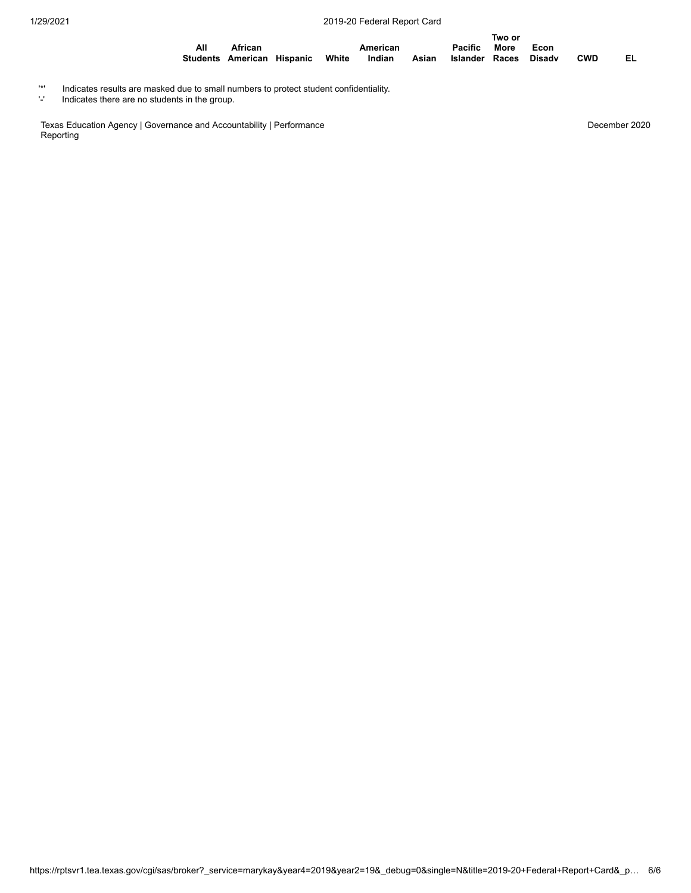| All Students | African American | Hispanic | White | American Indian | Asian | Pacific Islander | Two or More Races | Econ Disadv | CWD | EL |
|---|---|---|---|---|---|---|---|---|---|---|

'*' Indicates results are masked due to small numbers to protect student confidentiality.
'-' Indicates there are no students in the group.

Texas Education Agency | Governance and Accountability | Performance Reporting

December 2020